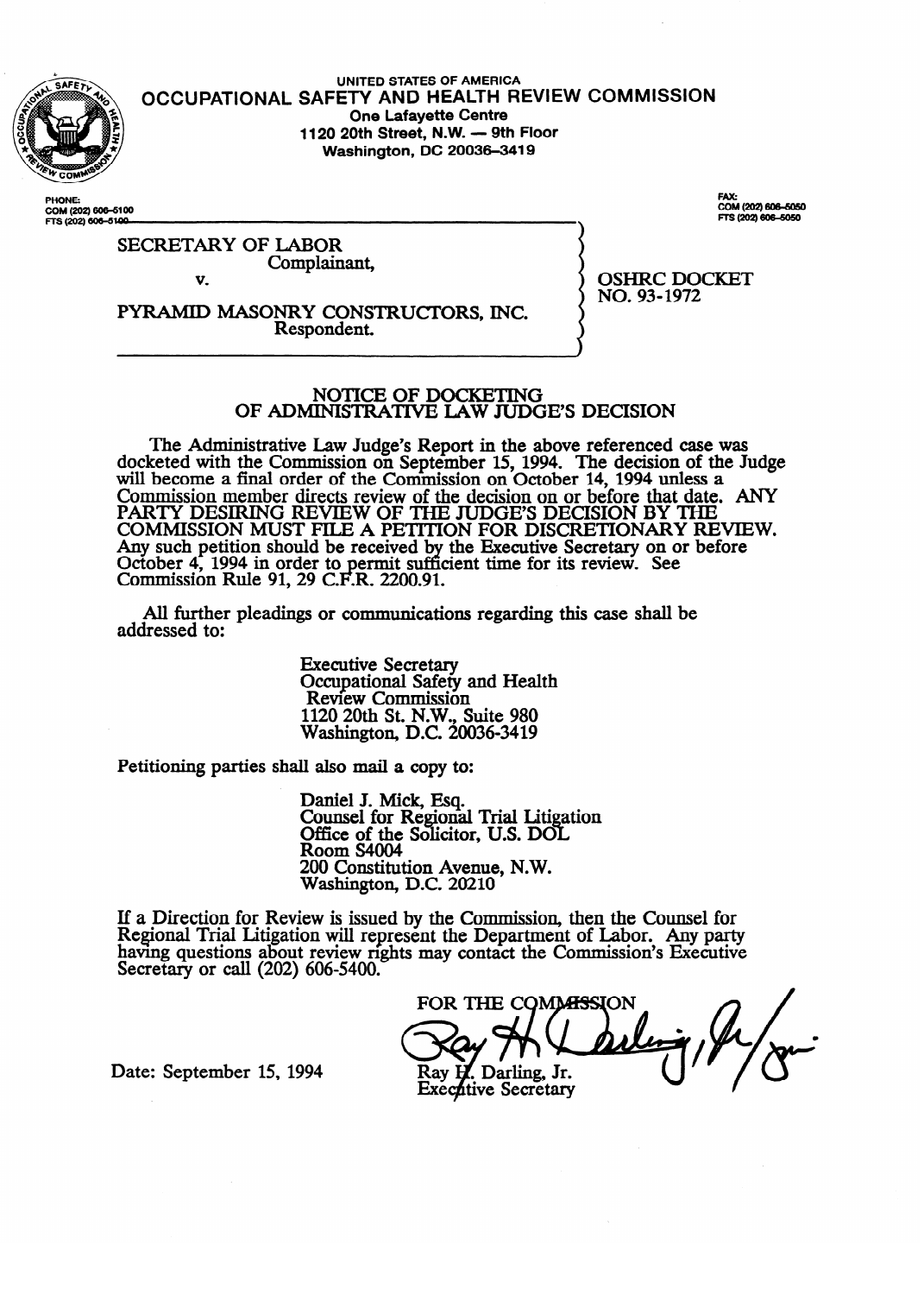UNITED STATES OF AMERICA

# OCCUPATIONAL SAFETY AND HEALTH REVIEW COMMISSION

One Lafayette Centre
1120 20th Street, N.W. — 9th Floor
Washington, DC 20036–3419

PHONE:
COM (202) 606–5100
FTS (202) 606–5100

FAX:
COM (202) 606–5050
FTS (202) 606–5050

SECRETARY OF LABOR
Complainant,

v.

PYRAMID MASONRY CONSTRUCTORS, INC.
Respondent.

OSHRC DOCKET NO. 93-1972

## NOTICE OF DOCKETING OF ADMINISTRATIVE LAW JUDGE'S DECISION

The Administrative Law Judge's Report in the above referenced case was docketed with the Commission on September 15, 1994. The decision of the Judge will become a final order of the Commission on October 14, 1994 unless a Commission member directs review of the decision on or before that date. ANY PARTY DESIRING REVIEW OF THE JUDGE'S DECISION BY THE COMMISSION MUST FILE A PETITION FOR DISCRETIONARY REVIEW. Any such petition should be received by the Executive Secretary on or before October 4, 1994 in order to permit sufficient time for its review. See Commission Rule 91, 29 C.F.R. 2200.91.

All further pleadings or communications regarding this case shall be addressed to:

Executive Secretary
Occupational Safety and Health Review Commission
1120 20th St. N.W., Suite 980
Washington, D.C. 20036-3419

Petitioning parties shall also mail a copy to:

Daniel J. Mick, Esq.
Counsel for Regional Trial Litigation
Office of the Solicitor, U.S. DOL
Room S4004
200 Constitution Avenue, N.W.
Washington, D.C. 20210

If a Direction for Review is issued by the Commission, then the Counsel for Regional Trial Litigation will represent the Department of Labor. Any party having questions about review rights may contact the Commission's Executive Secretary or call (202) 606-5400.

FOR THE COMMISSION

Ray H. Darling, Jr.
Executive Secretary

Date: September 15, 1994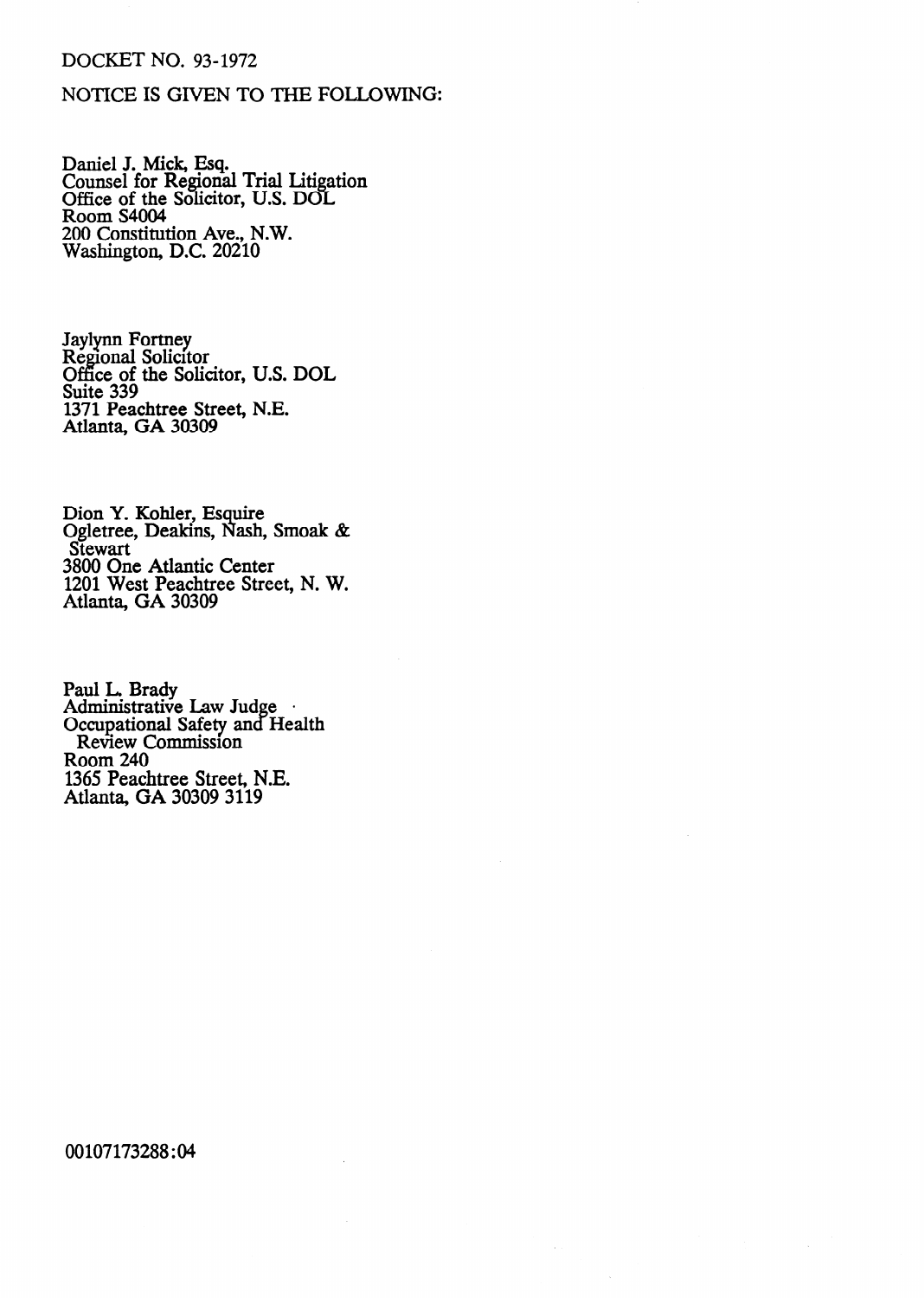DOCKET NO. 93-1972

NOTICE IS GIVEN TO THE FOLLOWING:

Daniel J. Mick, Esq.
Counsel for Regional Trial Litigation
Office of the Solicitor, U.S. DOL
Room S4004
200 Constitution Ave., N.W.
Washington, D.C. 20210

Jaylynn Fortney
Regional Solicitor
Office of the Solicitor, U.S. DOL
Suite 339
1371 Peachtree Street, N.E.
Atlanta, GA 30309

Dion Y. Kohler, Esquire
Ogletree, Deakins, Nash, Smoak & Stewart
3800 One Atlantic Center
1201 West Peachtree Street, N. W.
Atlanta, GA 30309

Paul L. Brady
Administrative Law Judge
Occupational Safety and Health Review Commission
Room 240
1365 Peachtree Street, N.E.
Atlanta, GA 30309 3119

00107173288:04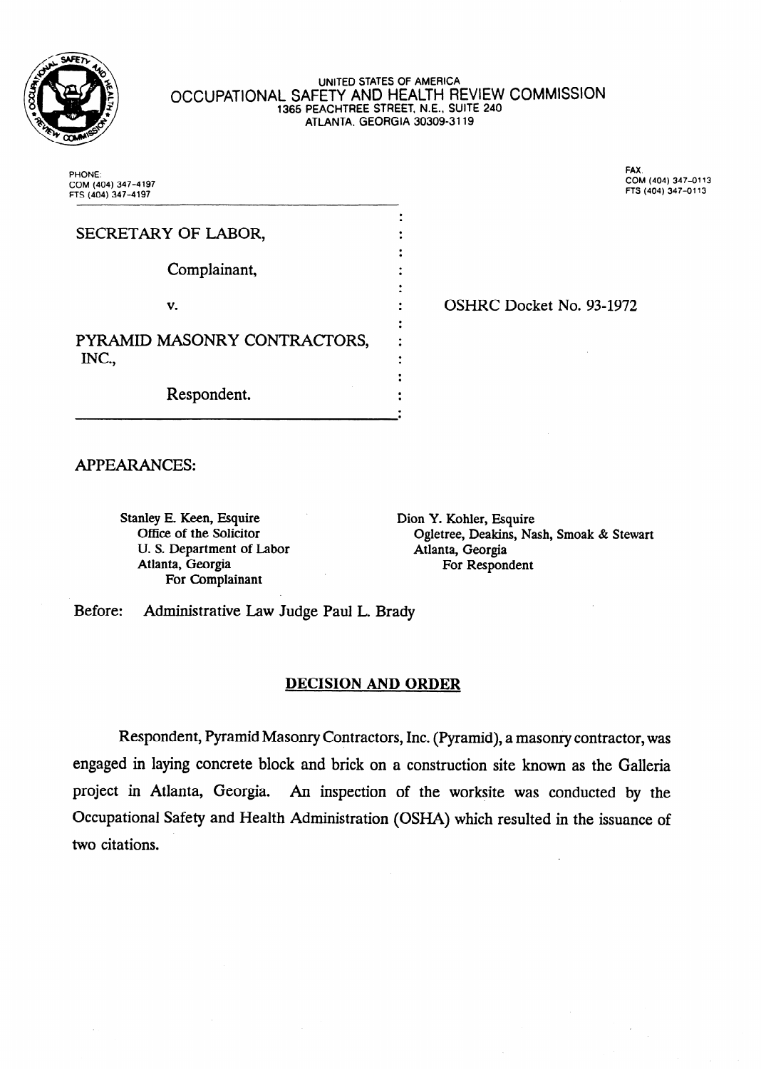UNITED STATES OF AMERICA

OCCUPATIONAL SAFETY AND HEALTH REVIEW COMMISSION

1365 PEACHTREE STREET, N.E., SUITE 240

ATLANTA, GEORGIA 30309-3119

PHONE:
COM (404) 347-4197
FTS (404) 347-4197

FAX:
COM (404) 347-0113
FTS (404) 347-0113

SECRETARY OF LABOR,

Complainant,

v.

PYRAMID MASONRY CONTRACTORS, INC.,

Respondent.

OSHRC Docket No. 93-1972

APPEARANCES:

Stanley E. Keen, Esquire
Office of the Solicitor
U. S. Department of Labor
Atlanta, Georgia
For Complainant

Dion Y. Kohler, Esquire
Ogletree, Deakins, Nash, Smoak & Stewart
Atlanta, Georgia
For Respondent

Before: Administrative Law Judge Paul L. Brady

## DECISION AND ORDER

Respondent, Pyramid Masonry Contractors, Inc. (Pyramid), a masonry contractor, was engaged in laying concrete block and brick on a construction site known as the Galleria project in Atlanta, Georgia. An inspection of the worksite was conducted by the Occupational Safety and Health Administration (OSHA) which resulted in the issuance of two citations.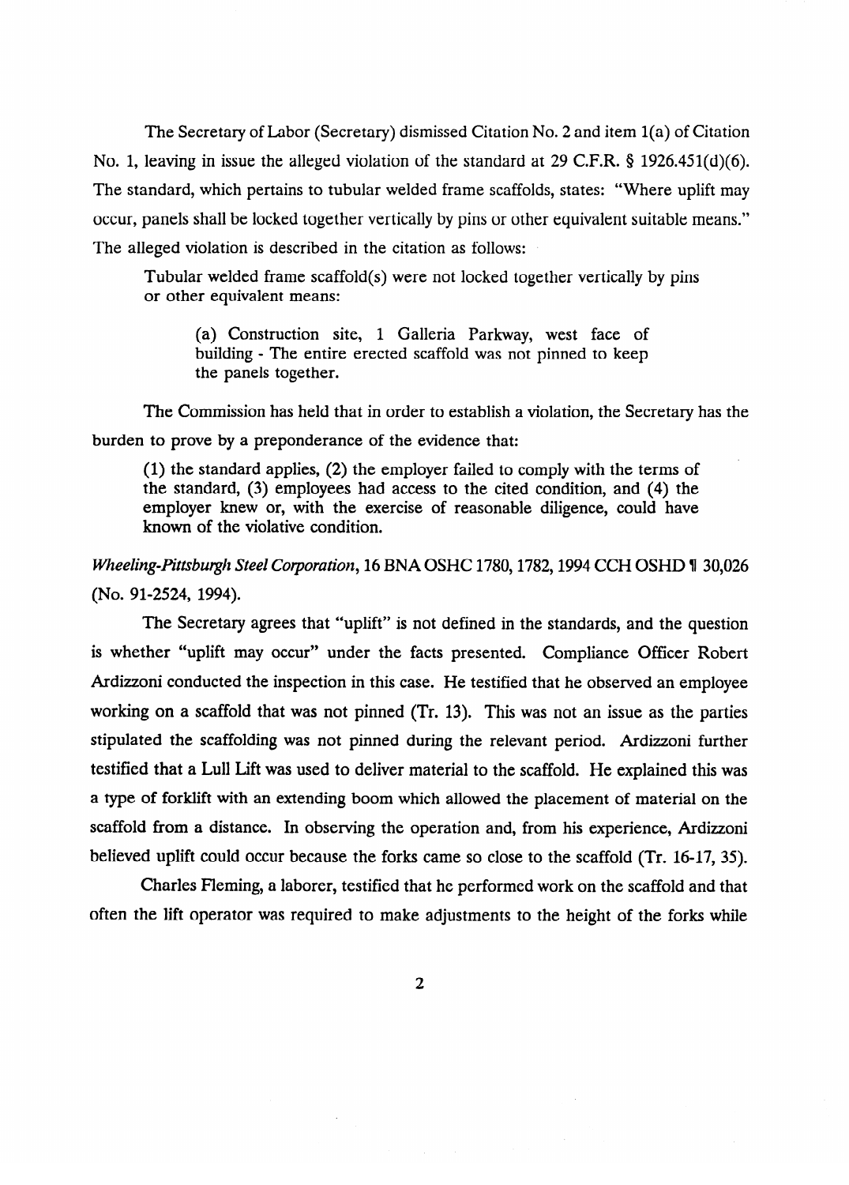The Secretary of Labor (Secretary) dismissed Citation No. 2 and item 1(a) of Citation No. 1, leaving in issue the alleged violation of the standard at 29 C.F.R. § 1926.451(d)(6). The standard, which pertains to tubular welded frame scaffolds, states: "Where uplift may occur, panels shall be locked together vertically by pins or other equivalent suitable means." The alleged violation is described in the citation as follows:

> Tubular welded frame scaffold(s) were not locked together vertically by pins or other equivalent means:
>
> > (a) Construction site, 1 Galleria Parkway, west face of building - The entire erected scaffold was not pinned to keep the panels together.

The Commission has held that in order to establish a violation, the Secretary has the burden to prove by a preponderance of the evidence that:

> (1) the standard applies, (2) the employer failed to comply with the terms of the standard, (3) employees had access to the cited condition, and (4) the employer knew or, with the exercise of reasonable diligence, could have known of the violative condition.

*Wheeling-Pittsburgh Steel Corporation*, 16 BNA OSHC 1780, 1782, 1994 CCH OSHD ¶ 30,026 (No. 91-2524, 1994).

The Secretary agrees that "uplift" is not defined in the standards, and the question is whether "uplift may occur" under the facts presented. Compliance Officer Robert Ardizzoni conducted the inspection in this case. He testified that he observed an employee working on a scaffold that was not pinned (Tr. 13). This was not an issue as the parties stipulated the scaffolding was not pinned during the relevant period. Ardizzoni further testified that a Lull Lift was used to deliver material to the scaffold. He explained this was a type of forklift with an extending boom which allowed the placement of material on the scaffold from a distance. In observing the operation and, from his experience, Ardizzoni believed uplift could occur because the forks came so close to the scaffold (Tr. 16-17, 35).

Charles Fleming, a laborer, testified that he performed work on the scaffold and that often the lift operator was required to make adjustments to the height of the forks while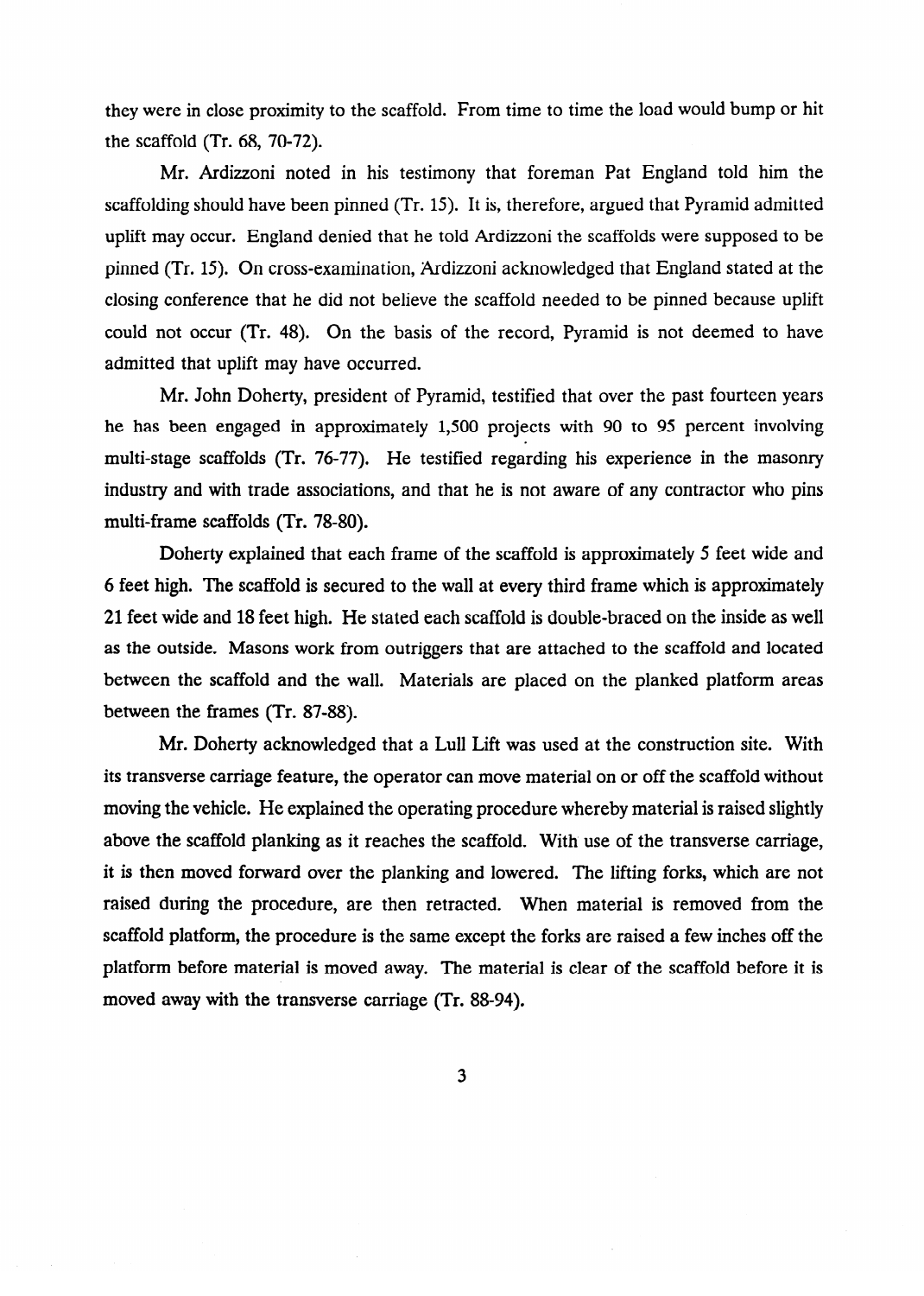they were in close proximity to the scaffold. From time to time the load would bump or hit the scaffold (Tr. 68, 70-72).

Mr. Ardizzoni noted in his testimony that foreman Pat England told him the scaffolding should have been pinned (Tr. 15). It is, therefore, argued that Pyramid admitted uplift may occur. England denied that he told Ardizzoni the scaffolds were supposed to be pinned (Tr. 15). On cross-examination, Ardizzoni acknowledged that England stated at the closing conference that he did not believe the scaffold needed to be pinned because uplift could not occur (Tr. 48). On the basis of the record, Pyramid is not deemed to have admitted that uplift may have occurred.

Mr. John Doherty, president of Pyramid, testified that over the past fourteen years he has been engaged in approximately 1,500 projects with 90 to 95 percent involving multi-stage scaffolds (Tr. 76-77). He testified regarding his experience in the masonry industry and with trade associations, and that he is not aware of any contractor who pins multi-frame scaffolds (Tr. 78-80).

Doherty explained that each frame of the scaffold is approximately 5 feet wide and 6 feet high. The scaffold is secured to the wall at every third frame which is approximately 21 feet wide and 18 feet high. He stated each scaffold is double-braced on the inside as well as the outside. Masons work from outriggers that are attached to the scaffold and located between the scaffold and the wall. Materials are placed on the planked platform areas between the frames (Tr. 87-88).

Mr. Doherty acknowledged that a Lull Lift was used at the construction site. With its transverse carriage feature, the operator can move material on or off the scaffold without moving the vehicle. He explained the operating procedure whereby material is raised slightly above the scaffold planking as it reaches the scaffold. With use of the transverse carriage, it is then moved forward over the planking and lowered. The lifting forks, which are not raised during the procedure, are then retracted. When material is removed from the scaffold platform, the procedure is the same except the forks are raised a few inches off the platform before material is moved away. The material is clear of the scaffold before it is moved away with the transverse carriage (Tr. 88-94).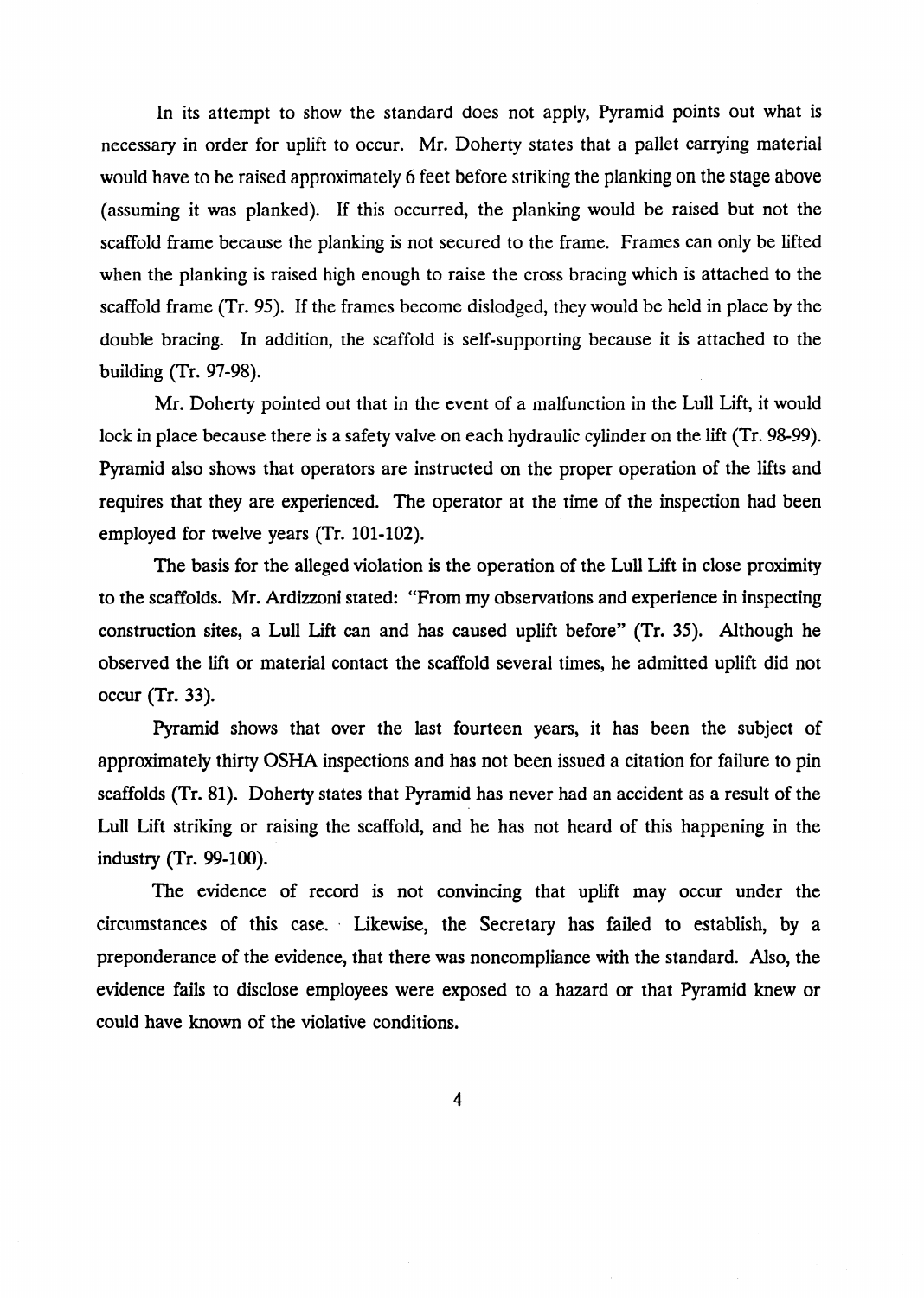In its attempt to show the standard does not apply, Pyramid points out what is necessary in order for uplift to occur. Mr. Doherty states that a pallet carrying material would have to be raised approximately 6 feet before striking the planking on the stage above (assuming it was planked). If this occurred, the planking would be raised but not the scaffold frame because the planking is not secured to the frame. Frames can only be lifted when the planking is raised high enough to raise the cross bracing which is attached to the scaffold frame (Tr. 95). If the frames become dislodged, they would be held in place by the double bracing. In addition, the scaffold is self-supporting because it is attached to the building (Tr. 97-98).

Mr. Doherty pointed out that in the event of a malfunction in the Lull Lift, it would lock in place because there is a safety valve on each hydraulic cylinder on the lift (Tr. 98-99). Pyramid also shows that operators are instructed on the proper operation of the lifts and requires that they are experienced. The operator at the time of the inspection had been employed for twelve years (Tr. 101-102).

The basis for the alleged violation is the operation of the Lull Lift in close proximity to the scaffolds. Mr. Ardizzoni stated: "From my observations and experience in inspecting construction sites, a Lull Lift can and has caused uplift before" (Tr. 35). Although he observed the lift or material contact the scaffold several times, he admitted uplift did not occur (Tr. 33).

Pyramid shows that over the last fourteen years, it has been the subject of approximately thirty OSHA inspections and has not been issued a citation for failure to pin scaffolds (Tr. 81). Doherty states that Pyramid has never had an accident as a result of the Lull Lift striking or raising the scaffold, and he has not heard of this happening in the industry (Tr. 99-100).

The evidence of record is not convincing that uplift may occur under the circumstances of this case. Likewise, the Secretary has failed to establish, by a preponderance of the evidence, that there was noncompliance with the standard. Also, the evidence fails to disclose employees were exposed to a hazard or that Pyramid knew or could have known of the violative conditions.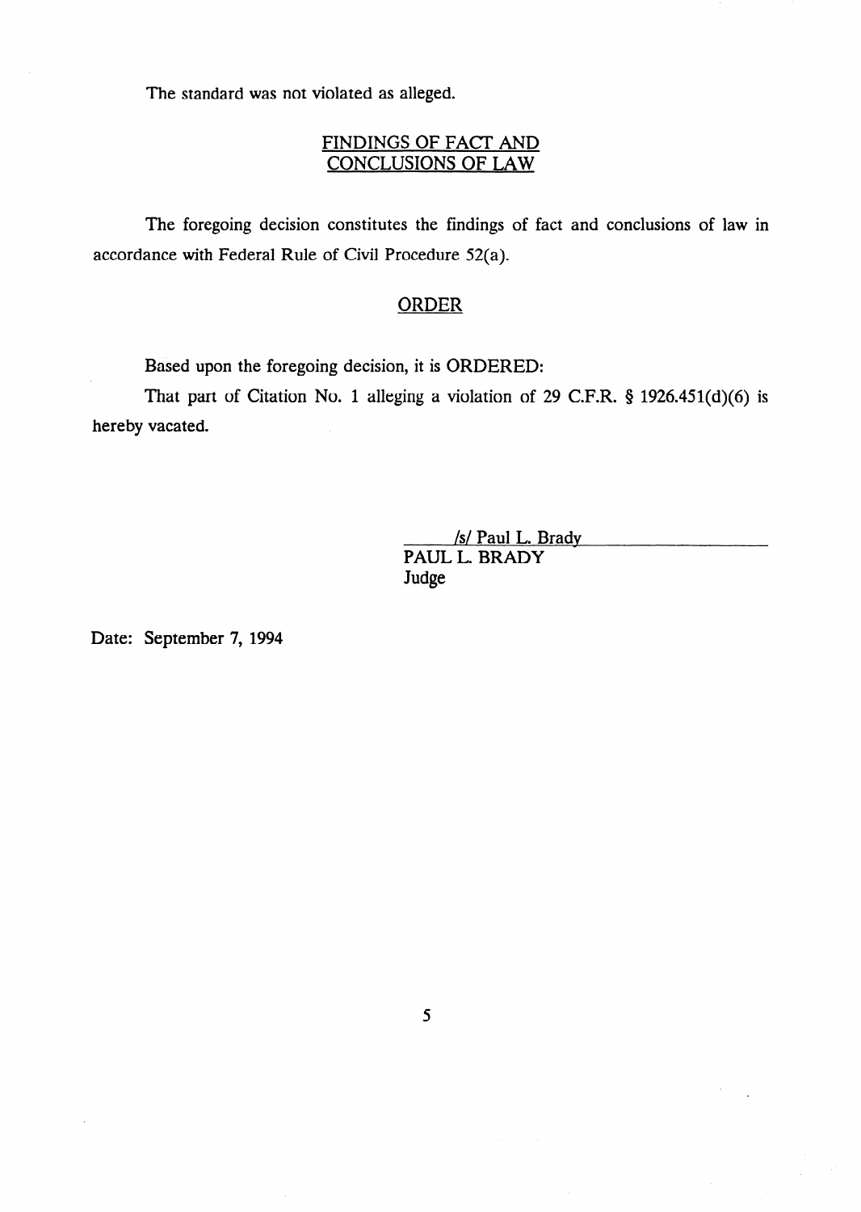The standard was not violated as alleged.

## FINDINGS OF FACT AND CONCLUSIONS OF LAW

The foregoing decision constitutes the findings of fact and conclusions of law in accordance with Federal Rule of Civil Procedure 52(a).

## ORDER

Based upon the foregoing decision, it is ORDERED:

That part of Citation No. 1 alleging a violation of 29 C.F.R. § 1926.451(d)(6) is hereby vacated.

/s/ Paul L. Brady
PAUL L. BRADY
Judge

Date: September 7, 1994